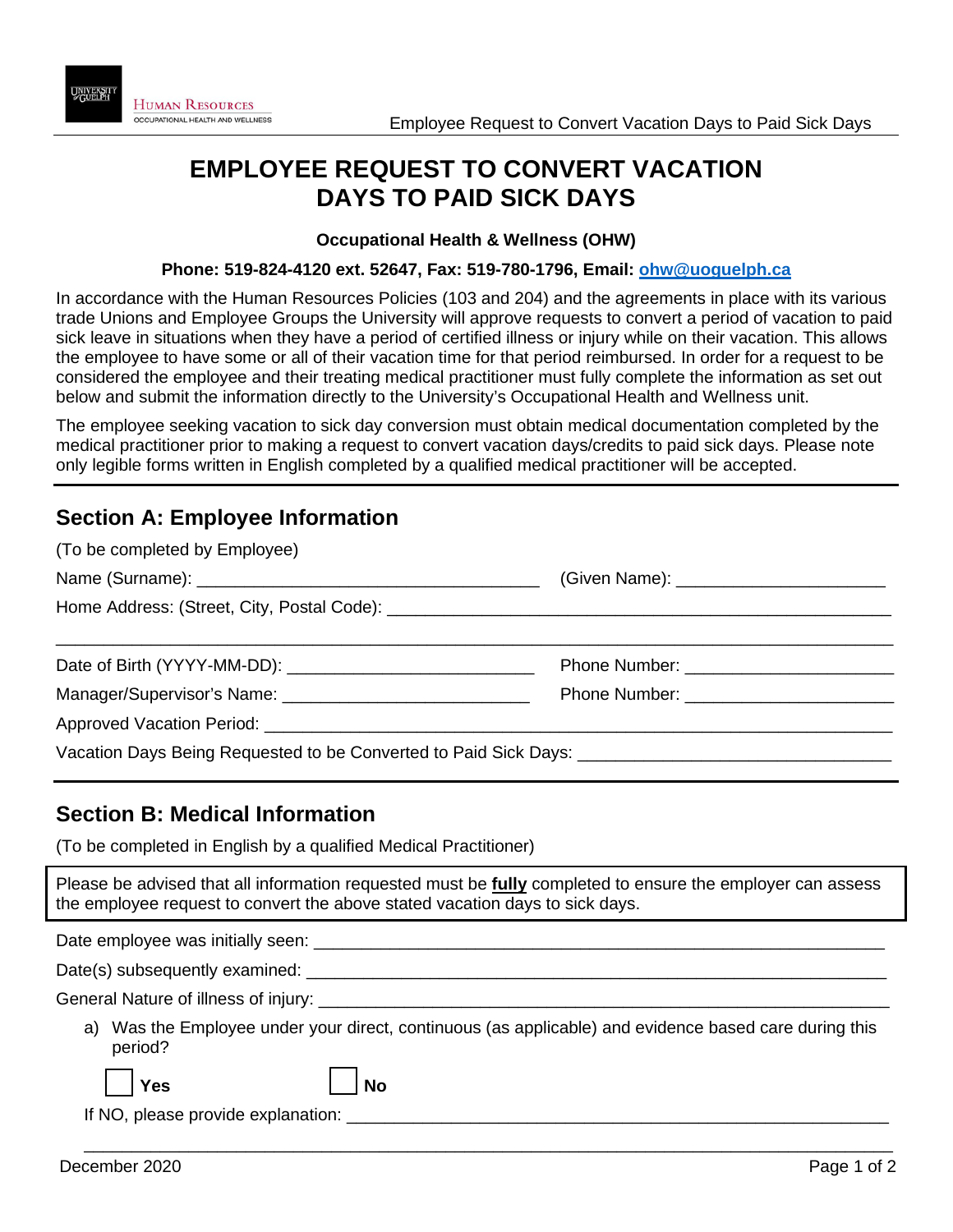# EMPLOYEE REQUEST TO CONVERT VACATION DAYS TO PAID SICK DAYS

**Occupational Health & Wellness (OHW)**

**Phone: 519-824-4120 ext. 52647, Fax: 519-780-1796, Email: ohw@uoguelph.ca**

In accordance with the Human Resources Policies (103 and 204) and the agreements in place with its various trade Unions and Employee Groups the University will approve requests to convert a period of vacation to paid sick leave in situations when they have a period of certified illness or injury while on their vacation. This allows the employee to have some or all of their vacation time for that period reimbursed. In order for a request to be considered the employee and their treating medical practitioner must fully complete the information as set out below and submit the information directly to the University's Occupational Health and Wellness unit.

The employee seeking vacation to sick day conversion must obtain medical documentation completed by the medical practitioner prior to making a request to convert vacation days/credits to paid sick days. Please note only legible forms written in English completed by a qualified medical practitioner will be accepted.

## Section A: Employee Information

(To be completed by Employee)

Name (Surname): ___________________________________ (Given Name): _____________________

Home Address: (Street, City, Postal Code): ____________________________________________________

_______________________________________________________________________________________

Date of Birth (YYYY-MM-DD): _________________________ Phone Number: _____________________

Manager/Supervisor's Name: _________________________ Phone Number: _____________________

Approved Vacation Period: ___________________________________________________________

Vacation Days Being Requested to be Converted to Paid Sick Days: _______________________________

## Section B: Medical Information

(To be completed in English by a qualified Medical Practitioner)

Please be advised that all information requested must be **fully** completed to ensure the employer can assess the employee request to convert the above stated vacation days to sick days.

Date employee was initially seen: ______________________________________________________

Date(s) subsequently examined: ______________________________________________________

General Nature of illness of injury: ____________________________________________________

a) Was the Employee under your direct, continuous (as applicable) and evidence based care during this period?

☐ **Yes** ☐ **No**

If NO, please provide explanation: ____________________________________________________

_______________________________________________________________________________________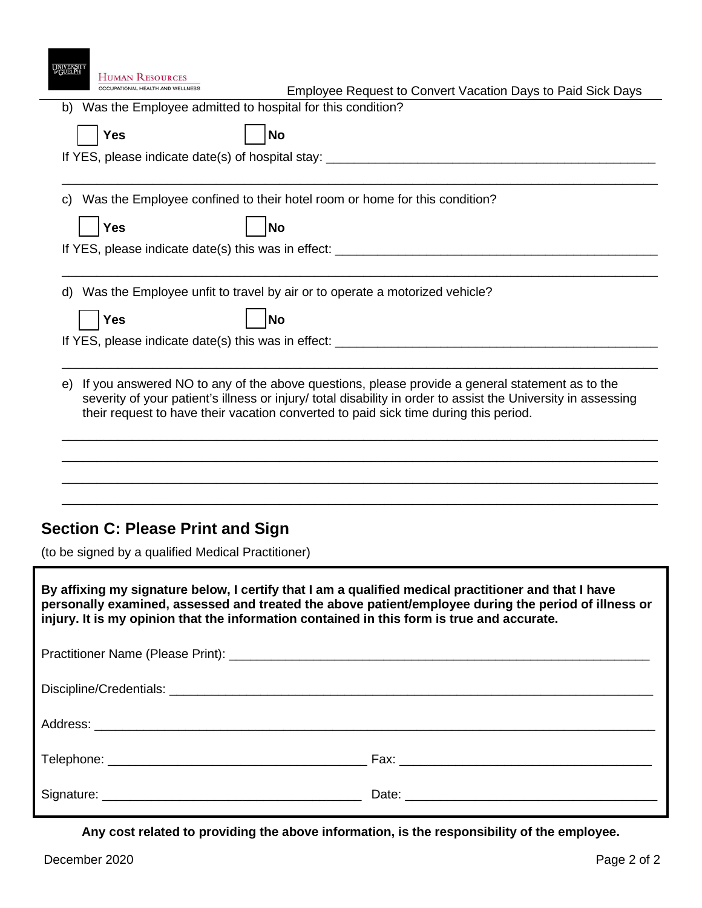b) Was the Employee admitted to hospital for this condition?

☐ **Yes** ☐ **No**

If YES, please indicate date(s) of hospital stay: ______________________________________________

________________________________________________________________________________

c) Was the Employee confined to their hotel room or home for this condition?

☐ **Yes** ☐ **No**

If YES, please indicate date(s) this was in effect: ______________________________________________

________________________________________________________________________________

d) Was the Employee unfit to travel by air or to operate a motorized vehicle?

☐ **Yes** ☐ **No**

If YES, please indicate date(s) this was in effect: ______________________________________________

________________________________________________________________________________

e) If you answered NO to any of the above questions, please provide a general statement as to the severity of your patient's illness or injury/ total disability in order to assist the University in assessing their request to have their vacation converted to paid sick time during this period.

________________________________________________________________________________

________________________________________________________________________________

________________________________________________________________________________

________________________________________________________________________________

## Section C: Please Print and Sign

(to be signed by a qualified Medical Practitioner)

**By affixing my signature below, I certify that I am a qualified medical practitioner and that I have personally examined, assessed and treated the above patient/employee during the period of illness or injury. It is my opinion that the information contained in this form is true and accurate.**

Practitioner Name (Please Print): ______________________________________________

Discipline/Credentials: ______________________________________________

Address: ______________________________________________

Telephone: ______________________ Fax: ______________________

Signature: ______________________ Date: ______________________

**Any cost related to providing the above information, is the responsibility of the employee.**

December 2020